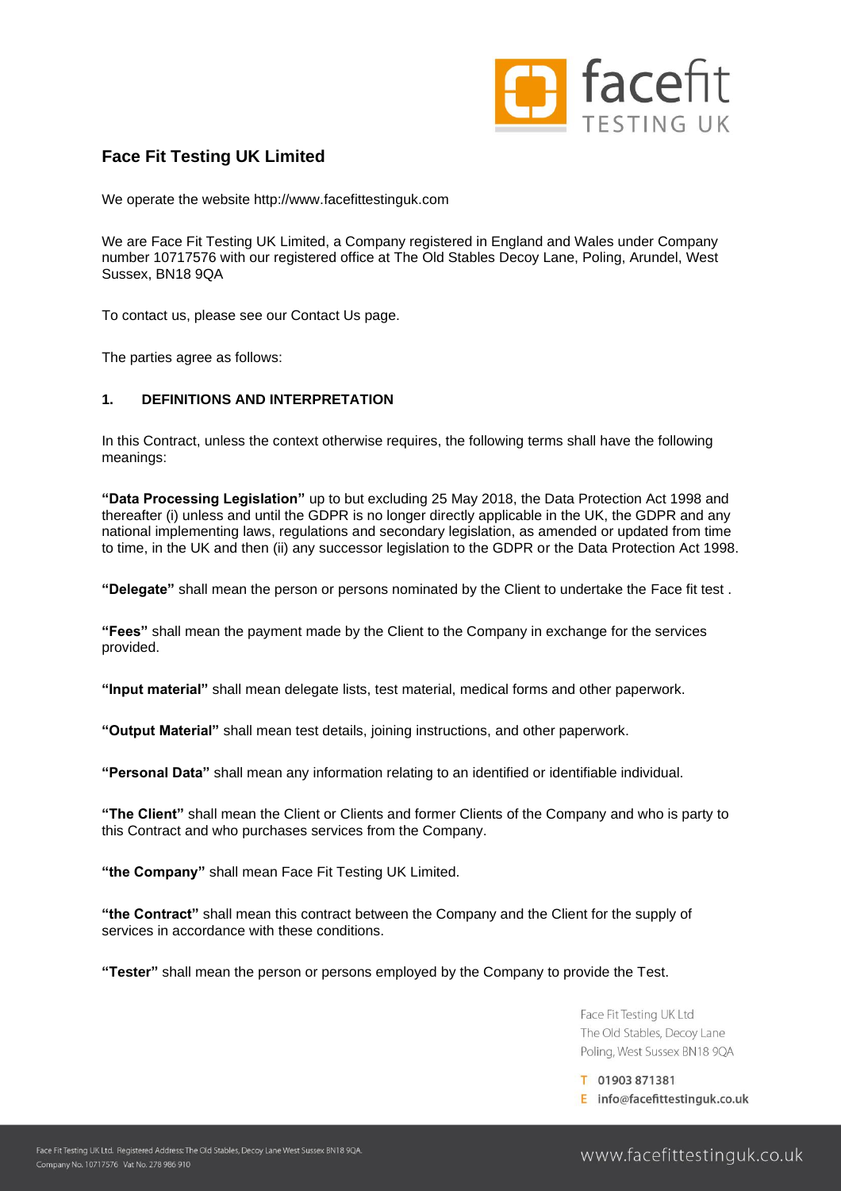## Face Fit Testing UK Limited

We operate the website http://www.facefittestinguk.com

We are Face Fit Testing UK Limited, a Company registered in England and Wales under Company number 10717576 with our registered office at The Old Stables Decoy Lane, Poling, Arundel, West Sussex, BN18 9QA

To contact us, please see our Contact Us page.

The parties agree as follows:

### 1. DEFINITIONS AND INTERPRETATION

In this Contract, unless the context otherwise requires, the following terms shall have the following meanings:

**"Data Processing Legislation"** up to but excluding 25 May 2018, the Data Protection Act 1998 and thereafter (i) unless and until the GDPR is no longer directly applicable in the UK, the GDPR and any national implementing laws, regulations and secondary legislation, as amended or updated from time to time, in the UK and then (ii) any successor legislation to the GDPR or the Data Protection Act 1998.

**"Delegate"** shall mean the person or persons nominated by the Client to undertake the Face fit test .

**"Fees"** shall mean the payment made by the Client to the Company in exchange for the services provided.

**"Input material"** shall mean delegate lists, test material, medical forms and other paperwork.

**"Output Material"** shall mean test details, joining instructions, and other paperwork.

**"Personal Data"** shall mean any information relating to an identified or identifiable individual.

**"The Client"** shall mean the Client or Clients and former Clients of the Company and who is party to this Contract and who purchases services from the Company.

**"the Company"** shall mean Face Fit Testing UK Limited.

**"the Contract"** shall mean this contract between the Company and the Client for the supply of services in accordance with these conditions.

**"Tester"** shall mean the person or persons employed by the Company to provide the Test.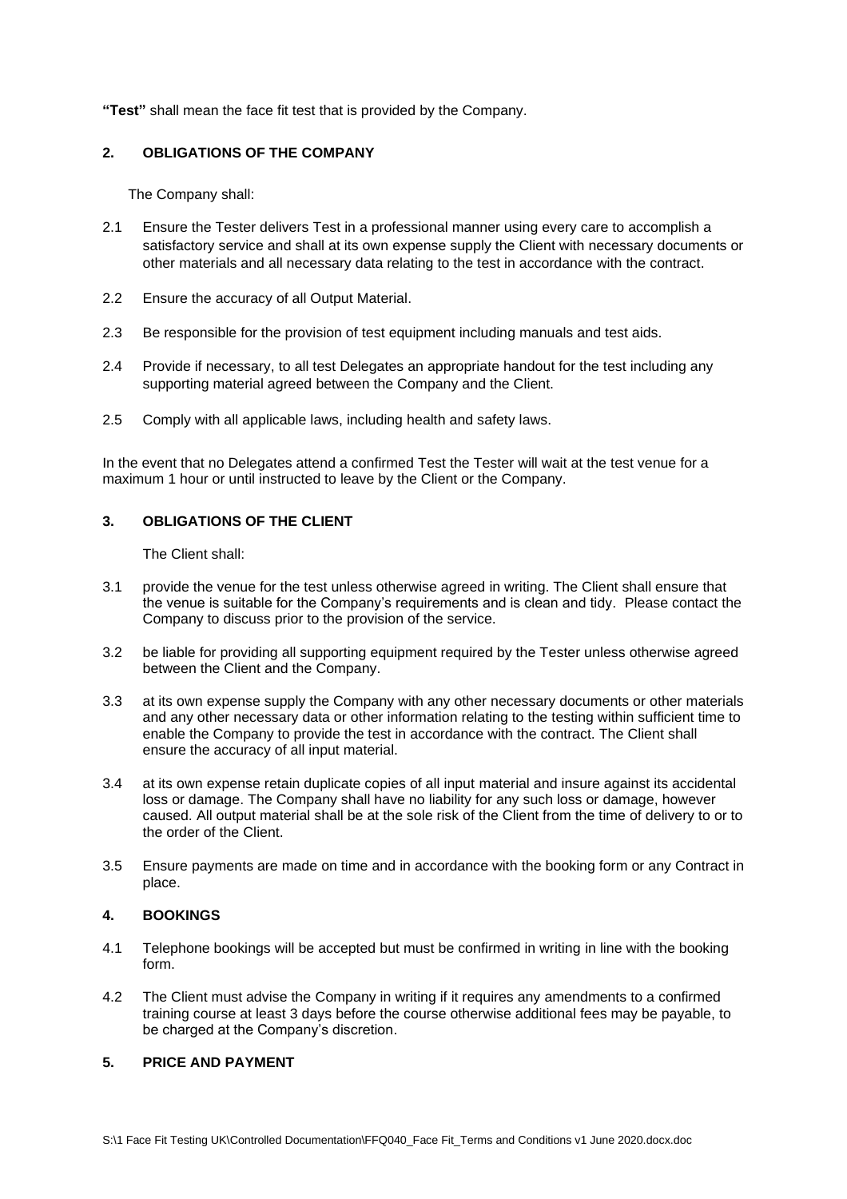**"Test"** shall mean the face fit test that is provided by the Company.

## 2. OBLIGATIONS OF THE COMPANY

The Company shall:

2.1 Ensure the Tester delivers Test in a professional manner using every care to accomplish a satisfactory service and shall at its own expense supply the Client with necessary documents or other materials and all necessary data relating to the test in accordance with the contract.

2.2 Ensure the accuracy of all Output Material.

2.3 Be responsible for the provision of test equipment including manuals and test aids.

2.4 Provide if necessary, to all test Delegates an appropriate handout for the test including any supporting material agreed between the Company and the Client.

2.5 Comply with all applicable laws, including health and safety laws.

In the event that no Delegates attend a confirmed Test the Tester will wait at the test venue for a maximum 1 hour or until instructed to leave by the Client or the Company.

## 3. OBLIGATIONS OF THE CLIENT

The Client shall:

3.1 provide the venue for the test unless otherwise agreed in writing. The Client shall ensure that the venue is suitable for the Company's requirements and is clean and tidy. Please contact the Company to discuss prior to the provision of the service.

3.2 be liable for providing all supporting equipment required by the Tester unless otherwise agreed between the Client and the Company.

3.3 at its own expense supply the Company with any other necessary documents or other materials and any other necessary data or other information relating to the testing within sufficient time to enable the Company to provide the test in accordance with the contract. The Client shall ensure the accuracy of all input material.

3.4 at its own expense retain duplicate copies of all input material and insure against its accidental loss or damage. The Company shall have no liability for any such loss or damage, however caused. All output material shall be at the sole risk of the Client from the time of delivery to or to the order of the Client.

3.5 Ensure payments are made on time and in accordance with the booking form or any Contract in place.

## 4. BOOKINGS

4.1 Telephone bookings will be accepted but must be confirmed in writing in line with the booking form.

4.2 The Client must advise the Company in writing if it requires any amendments to a confirmed training course at least 3 days before the course otherwise additional fees may be payable, to be charged at the Company's discretion.

## 5. PRICE AND PAYMENT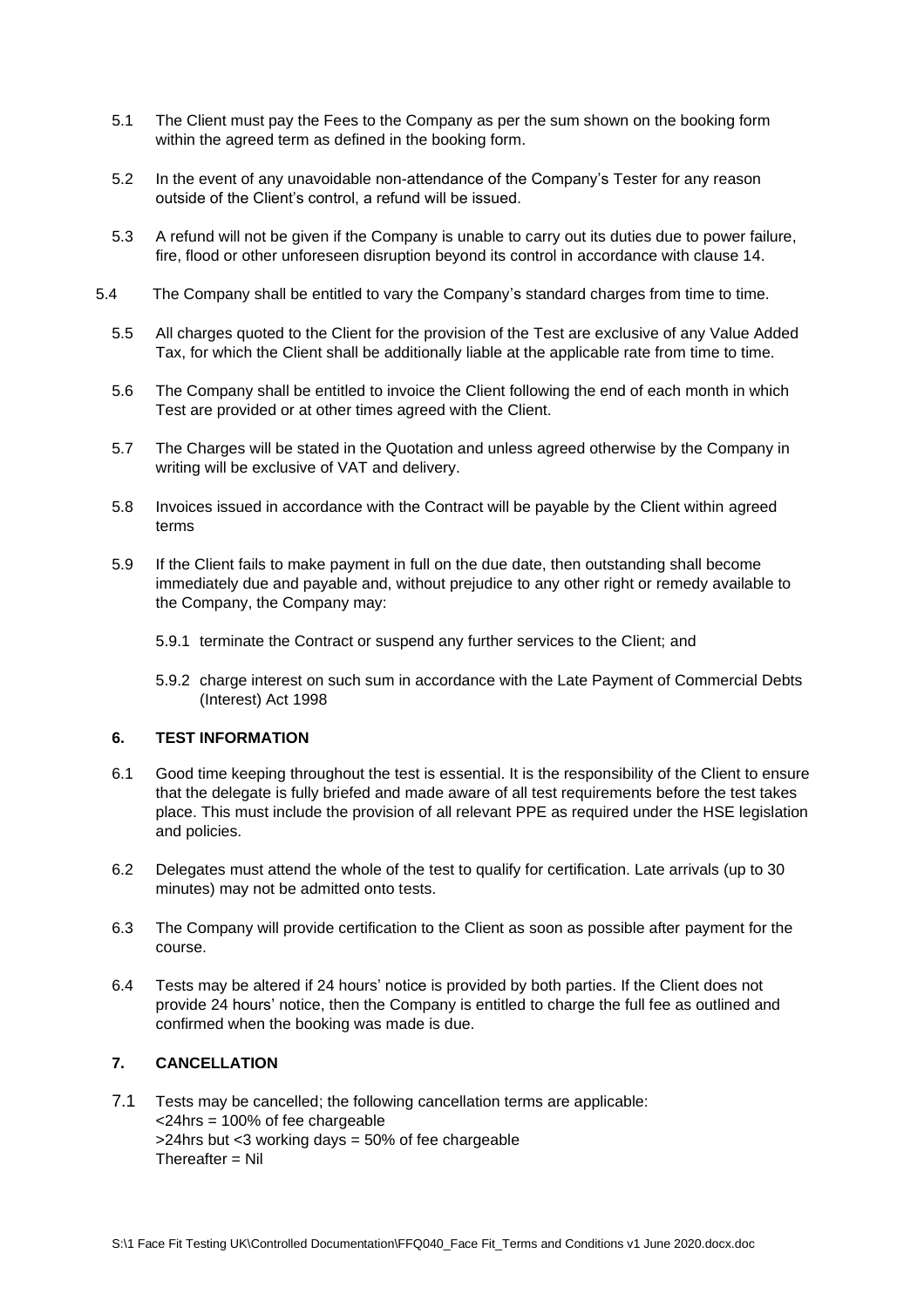5.1 The Client must pay the Fees to the Company as per the sum shown on the booking form within the agreed term as defined in the booking form.

5.2 In the event of any unavoidable non-attendance of the Company's Tester for any reason outside of the Client's control, a refund will be issued.

5.3 A refund will not be given if the Company is unable to carry out its duties due to power failure, fire, flood or other unforeseen disruption beyond its control in accordance with clause 14.

5.4 The Company shall be entitled to vary the Company's standard charges from time to time.

5.5 All charges quoted to the Client for the provision of the Test are exclusive of any Value Added Tax, for which the Client shall be additionally liable at the applicable rate from time to time.

5.6 The Company shall be entitled to invoice the Client following the end of each month in which Test are provided or at other times agreed with the Client.

5.7 The Charges will be stated in the Quotation and unless agreed otherwise by the Company in writing will be exclusive of VAT and delivery.

5.8 Invoices issued in accordance with the Contract will be payable by the Client within agreed terms

5.9 If the Client fails to make payment in full on the due date, then outstanding shall become immediately due and payable and, without prejudice to any other right or remedy available to the Company, the Company may:

5.9.1 terminate the Contract or suspend any further services to the Client; and

5.9.2 charge interest on such sum in accordance with the Late Payment of Commercial Debts (Interest) Act 1998

## 6. TEST INFORMATION

6.1 Good time keeping throughout the test is essential. It is the responsibility of the Client to ensure that the delegate is fully briefed and made aware of all test requirements before the test takes place. This must include the provision of all relevant PPE as required under the HSE legislation and policies.

6.2 Delegates must attend the whole of the test to qualify for certification. Late arrivals (up to 30 minutes) may not be admitted onto tests.

6.3 The Company will provide certification to the Client as soon as possible after payment for the course.

6.4 Tests may be altered if 24 hours' notice is provided by both parties. If the Client does not provide 24 hours' notice, then the Company is entitled to charge the full fee as outlined and confirmed when the booking was made is due.

## 7. CANCELLATION

7.1 Tests may be cancelled; the following cancellation terms are applicable:
<24hrs = 100% of fee chargeable
>24hrs but <3 working days = 50% of fee chargeable
Thereafter = Nil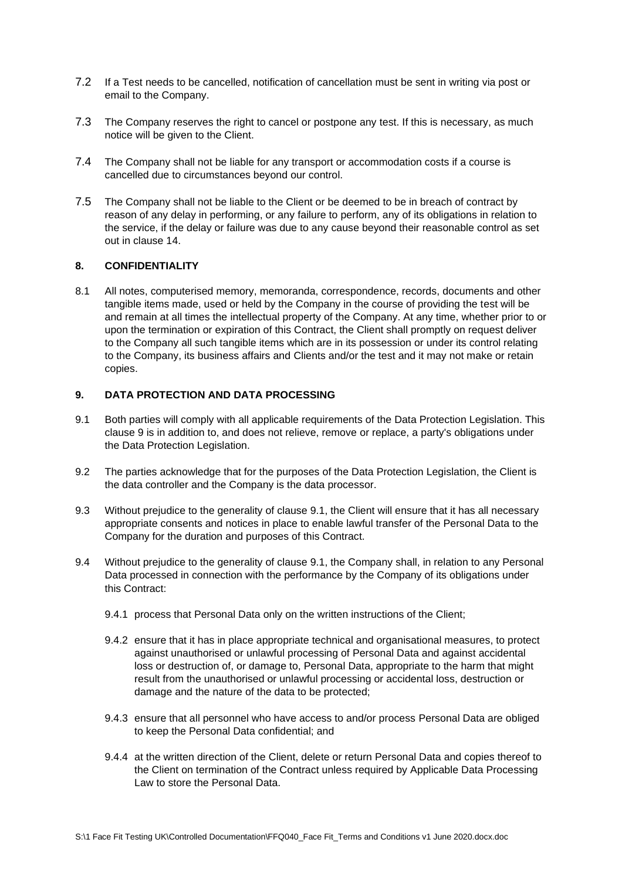7.2 If a Test needs to be cancelled, notification of cancellation must be sent in writing via post or email to the Company.

7.3 The Company reserves the right to cancel or postpone any test. If this is necessary, as much notice will be given to the Client.

7.4 The Company shall not be liable for any transport or accommodation costs if a course is cancelled due to circumstances beyond our control.

7.5 The Company shall not be liable to the Client or be deemed to be in breach of contract by reason of any delay in performing, or any failure to perform, any of its obligations in relation to the service, if the delay or failure was due to any cause beyond their reasonable control as set out in clause 14.

**8. CONFIDENTIALITY**

8.1 All notes, computerised memory, memoranda, correspondence, records, documents and other tangible items made, used or held by the Company in the course of providing the test will be and remain at all times the intellectual property of the Company. At any time, whether prior to or upon the termination or expiration of this Contract, the Client shall promptly on request deliver to the Company all such tangible items which are in its possession or under its control relating to the Company, its business affairs and Clients and/or the test and it may not make or retain copies.

**9. DATA PROTECTION AND DATA PROCESSING**

9.1 Both parties will comply with all applicable requirements of the Data Protection Legislation. This clause 9 is in addition to, and does not relieve, remove or replace, a party's obligations under the Data Protection Legislation.

9.2 The parties acknowledge that for the purposes of the Data Protection Legislation, the Client is the data controller and the Company is the data processor.

9.3 Without prejudice to the generality of clause 9.1, the Client will ensure that it has all necessary appropriate consents and notices in place to enable lawful transfer of the Personal Data to the Company for the duration and purposes of this Contract.

9.4 Without prejudice to the generality of clause 9.1, the Company shall, in relation to any Personal Data processed in connection with the performance by the Company of its obligations under this Contract:

9.4.1 process that Personal Data only on the written instructions of the Client;

9.4.2 ensure that it has in place appropriate technical and organisational measures, to protect against unauthorised or unlawful processing of Personal Data and against accidental loss or destruction of, or damage to, Personal Data, appropriate to the harm that might result from the unauthorised or unlawful processing or accidental loss, destruction or damage and the nature of the data to be protected;

9.4.3 ensure that all personnel who have access to and/or process Personal Data are obliged to keep the Personal Data confidential; and

9.4.4 at the written direction of the Client, delete or return Personal Data and copies thereof to the Client on termination of the Contract unless required by Applicable Data Processing Law to store the Personal Data.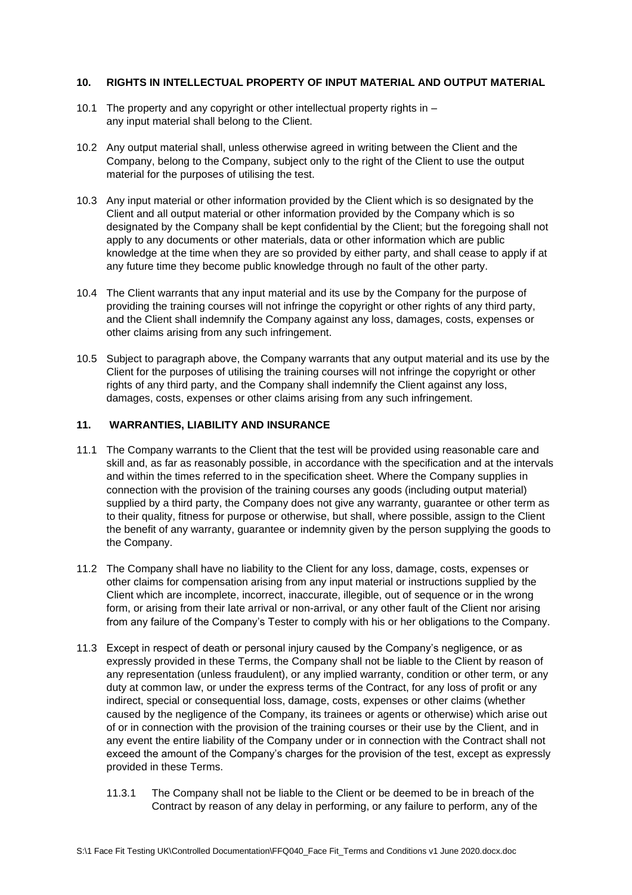## 10. RIGHTS IN INTELLECTUAL PROPERTY OF INPUT MATERIAL AND OUTPUT MATERIAL

10.1 The property and any copyright or other intellectual property rights in – any input material shall belong to the Client.

10.2 Any output material shall, unless otherwise agreed in writing between the Client and the Company, belong to the Company, subject only to the right of the Client to use the output material for the purposes of utilising the test.

10.3 Any input material or other information provided by the Client which is so designated by the Client and all output material or other information provided by the Company which is so designated by the Company shall be kept confidential by the Client; but the foregoing shall not apply to any documents or other materials, data or other information which are public knowledge at the time when they are so provided by either party, and shall cease to apply if at any future time they become public knowledge through no fault of the other party.

10.4 The Client warrants that any input material and its use by the Company for the purpose of providing the training courses will not infringe the copyright or other rights of any third party, and the Client shall indemnify the Company against any loss, damages, costs, expenses or other claims arising from any such infringement.

10.5 Subject to paragraph above, the Company warrants that any output material and its use by the Client for the purposes of utilising the training courses will not infringe the copyright or other rights of any third party, and the Company shall indemnify the Client against any loss, damages, costs, expenses or other claims arising from any such infringement.

## 11. WARRANTIES, LIABILITY AND INSURANCE

11.1 The Company warrants to the Client that the test will be provided using reasonable care and skill and, as far as reasonably possible, in accordance with the specification and at the intervals and within the times referred to in the specification sheet. Where the Company supplies in connection with the provision of the training courses any goods (including output material) supplied by a third party, the Company does not give any warranty, guarantee or other term as to their quality, fitness for purpose or otherwise, but shall, where possible, assign to the Client the benefit of any warranty, guarantee or indemnity given by the person supplying the goods to the Company.

11.2 The Company shall have no liability to the Client for any loss, damage, costs, expenses or other claims for compensation arising from any input material or instructions supplied by the Client which are incomplete, incorrect, inaccurate, illegible, out of sequence or in the wrong form, or arising from their late arrival or non-arrival, or any other fault of the Client nor arising from any failure of the Company's Tester to comply with his or her obligations to the Company.

11.3 Except in respect of death or personal injury caused by the Company's negligence, or as expressly provided in these Terms, the Company shall not be liable to the Client by reason of any representation (unless fraudulent), or any implied warranty, condition or other term, or any duty at common law, or under the express terms of the Contract, for any loss of profit or any indirect, special or consequential loss, damage, costs, expenses or other claims (whether caused by the negligence of the Company, its trainees or agents or otherwise) which arise out of or in connection with the provision of the training courses or their use by the Client, and in any event the entire liability of the Company under or in connection with the Contract shall not exceed the amount of the Company's charges for the provision of the test, except as expressly provided in these Terms.

11.3.1 The Company shall not be liable to the Client or be deemed to be in breach of the Contract by reason of any delay in performing, or any failure to perform, any of the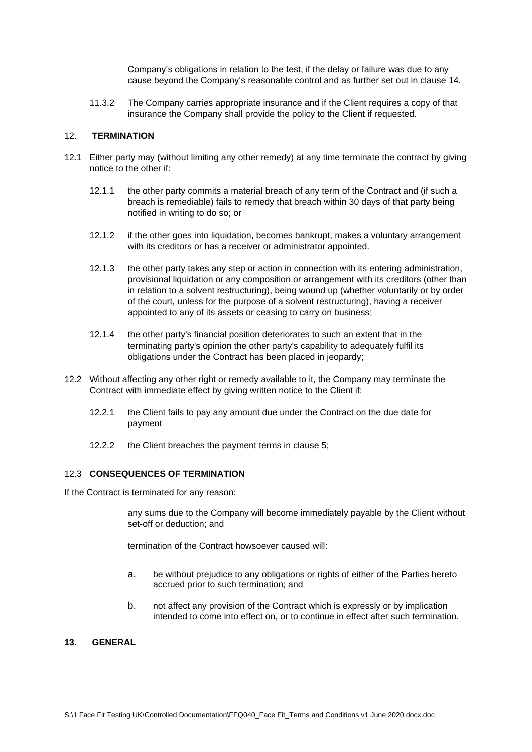Company's obligations in relation to the test, if the delay or failure was due to any cause beyond the Company's reasonable control and as further set out in clause 14.

11.3.2 The Company carries appropriate insurance and if the Client requires a copy of that insurance the Company shall provide the policy to the Client if requested.

## 12. TERMINATION

12.1 Either party may (without limiting any other remedy) at any time terminate the contract by giving notice to the other if:

12.1.1 the other party commits a material breach of any term of the Contract and (if such a breach is remediable) fails to remedy that breach within 30 days of that party being notified in writing to do so; or

12.1.2 if the other goes into liquidation, becomes bankrupt, makes a voluntary arrangement with its creditors or has a receiver or administrator appointed.

12.1.3 the other party takes any step or action in connection with its entering administration, provisional liquidation or any composition or arrangement with its creditors (other than in relation to a solvent restructuring), being wound up (whether voluntarily or by order of the court, unless for the purpose of a solvent restructuring), having a receiver appointed to any of its assets or ceasing to carry on business;

12.1.4 the other party's financial position deteriorates to such an extent that in the terminating party's opinion the other party's capability to adequately fulfil its obligations under the Contract has been placed in jeopardy;

12.2 Without affecting any other right or remedy available to it, the Company may terminate the Contract with immediate effect by giving written notice to the Client if:

12.2.1 the Client fails to pay any amount due under the Contract on the due date for payment

12.2.2 the Client breaches the payment terms in clause 5;

### 12.3 CONSEQUENCES OF TERMINATION

If the Contract is terminated for any reason:

any sums due to the Company will become immediately payable by the Client without set-off or deduction; and

termination of the Contract howsoever caused will:

a. be without prejudice to any obligations or rights of either of the Parties hereto accrued prior to such termination; and

b. not affect any provision of the Contract which is expressly or by implication intended to come into effect on, or to continue in effect after such termination.

## 13. GENERAL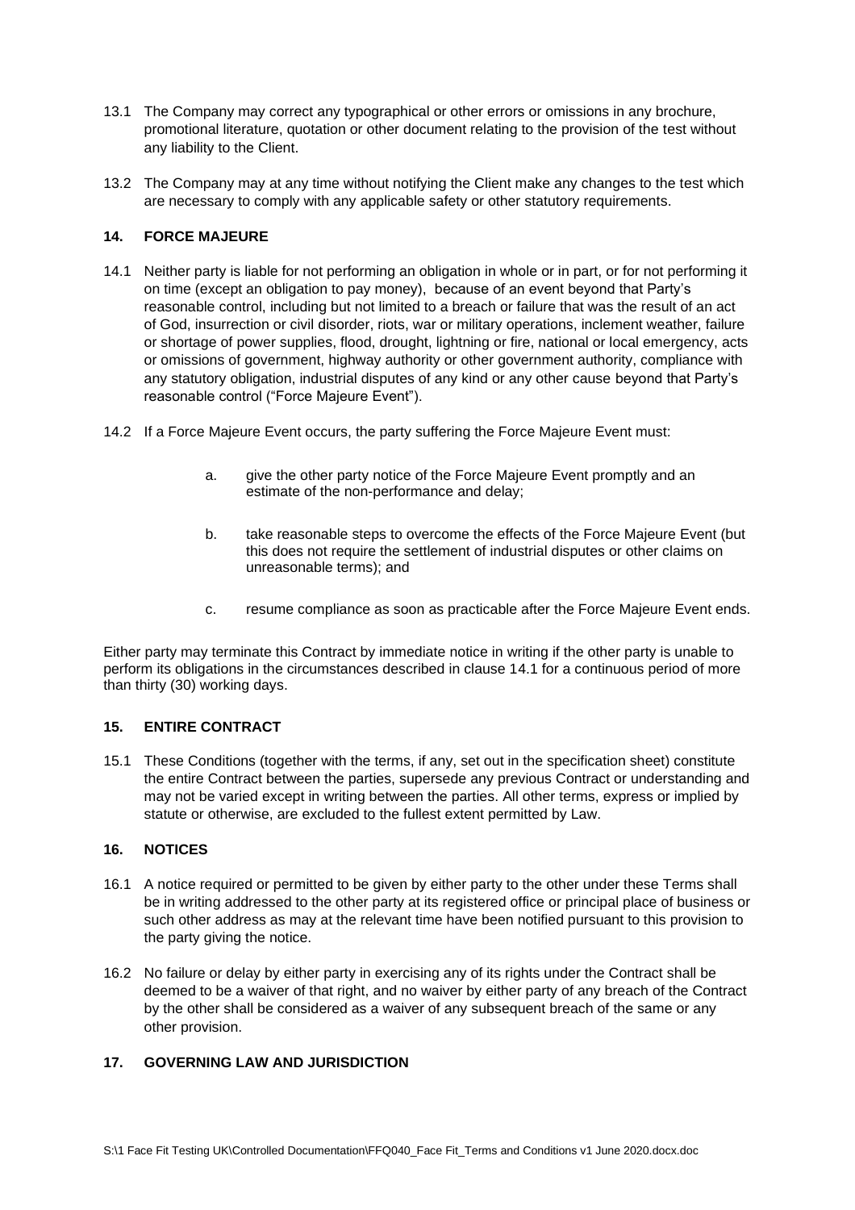13.1 The Company may correct any typographical or other errors or omissions in any brochure, promotional literature, quotation or other document relating to the provision of the test without any liability to the Client.

13.2 The Company may at any time without notifying the Client make any changes to the test which are necessary to comply with any applicable safety or other statutory requirements.

## 14. FORCE MAJEURE

14.1 Neither party is liable for not performing an obligation in whole or in part, or for not performing it on time (except an obligation to pay money), because of an event beyond that Party's reasonable control, including but not limited to a breach or failure that was the result of an act of God, insurrection or civil disorder, riots, war or military operations, inclement weather, failure or shortage of power supplies, flood, drought, lightning or fire, national or local emergency, acts or omissions of government, highway authority or other government authority, compliance with any statutory obligation, industrial disputes of any kind or any other cause beyond that Party's reasonable control ("Force Majeure Event").

14.2 If a Force Majeure Event occurs, the party suffering the Force Majeure Event must:

a. give the other party notice of the Force Majeure Event promptly and an estimate of the non-performance and delay;

b. take reasonable steps to overcome the effects of the Force Majeure Event (but this does not require the settlement of industrial disputes or other claims on unreasonable terms); and

c. resume compliance as soon as practicable after the Force Majeure Event ends.

Either party may terminate this Contract by immediate notice in writing if the other party is unable to perform its obligations in the circumstances described in clause 14.1 for a continuous period of more than thirty (30) working days.

## 15. ENTIRE CONTRACT

15.1 These Conditions (together with the terms, if any, set out in the specification sheet) constitute the entire Contract between the parties, supersede any previous Contract or understanding and may not be varied except in writing between the parties. All other terms, express or implied by statute or otherwise, are excluded to the fullest extent permitted by Law.

## 16. NOTICES

16.1 A notice required or permitted to be given by either party to the other under these Terms shall be in writing addressed to the other party at its registered office or principal place of business or such other address as may at the relevant time have been notified pursuant to this provision to the party giving the notice.

16.2 No failure or delay by either party in exercising any of its rights under the Contract shall be deemed to be a waiver of that right, and no waiver by either party of any breach of the Contract by the other shall be considered as a waiver of any subsequent breach of the same or any other provision.

## 17. GOVERNING LAW AND JURISDICTION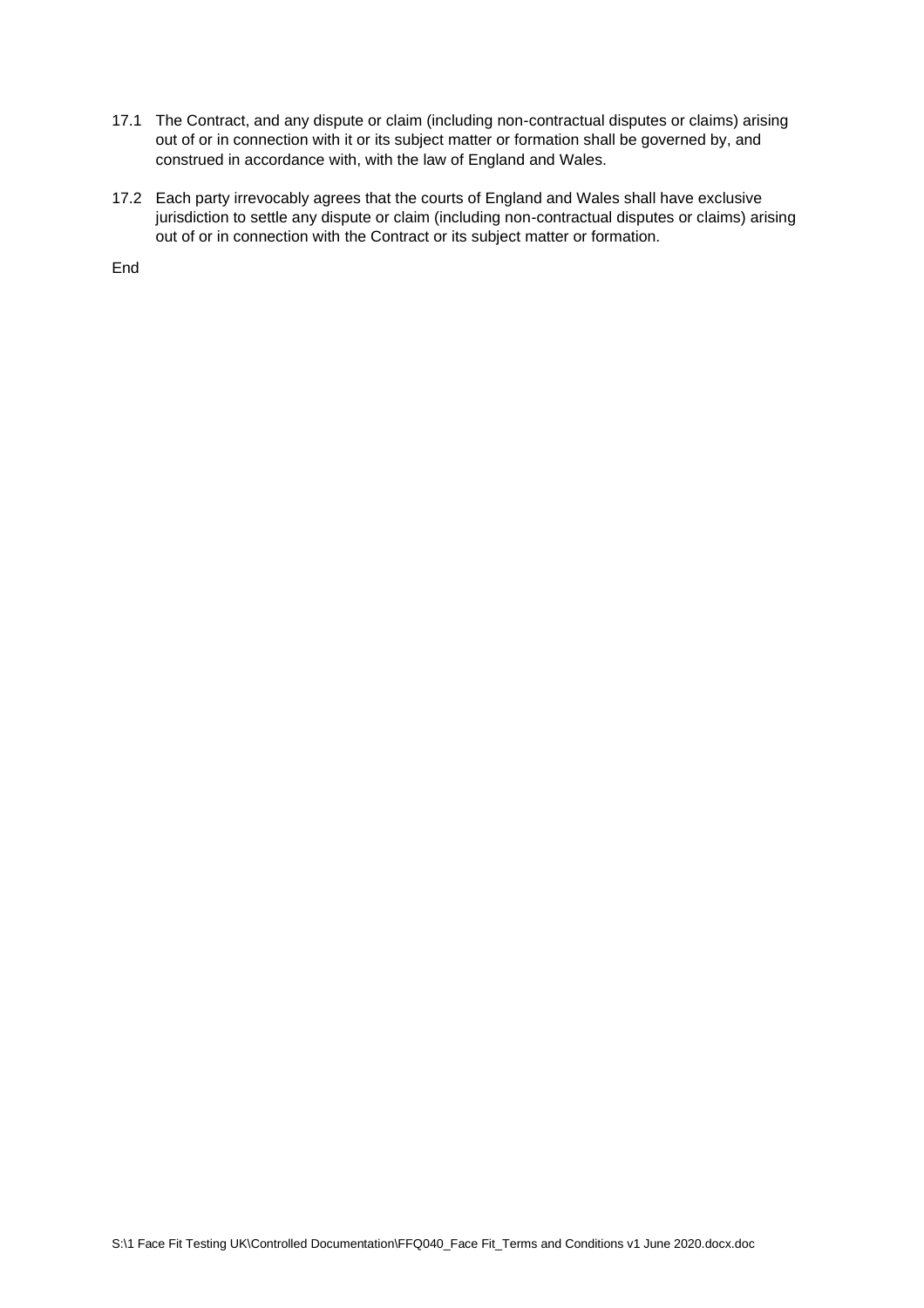17.1 The Contract, and any dispute or claim (including non-contractual disputes or claims) arising out of or in connection with it or its subject matter or formation shall be governed by, and construed in accordance with, with the law of England and Wales.

17.2 Each party irrevocably agrees that the courts of England and Wales shall have exclusive jurisdiction to settle any dispute or claim (including non-contractual disputes or claims) arising out of or in connection with the Contract or its subject matter or formation.

End